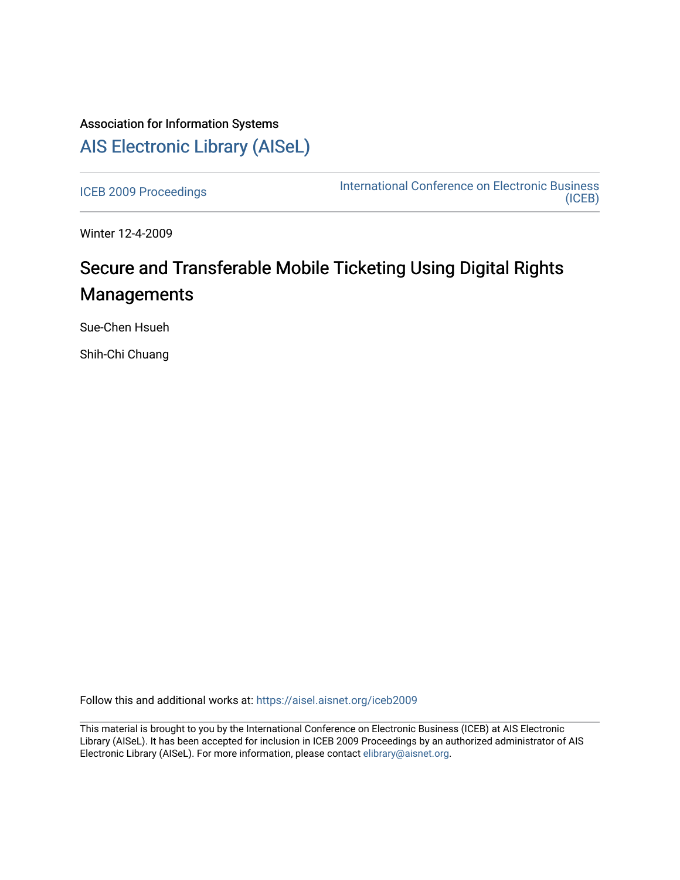Association for Information Systems

# AIS Electronic Library (AISeL)

ICEB 2009 Proceedings

International Conference on Electronic Business (ICEB)

Winter 12-4-2009

## Secure and Transferable Mobile Ticketing Using Digital Rights Managements

Sue-Chen Hsueh

Shih-Chi Chuang

Follow this and additional works at: https://aisel.aisnet.org/iceb2009

This material is brought to you by the International Conference on Electronic Business (ICEB) at AIS Electronic Library (AISeL). It has been accepted for inclusion in ICEB 2009 Proceedings by an authorized administrator of AIS Electronic Library (AISeL). For more information, please contact elibrary@aisnet.org.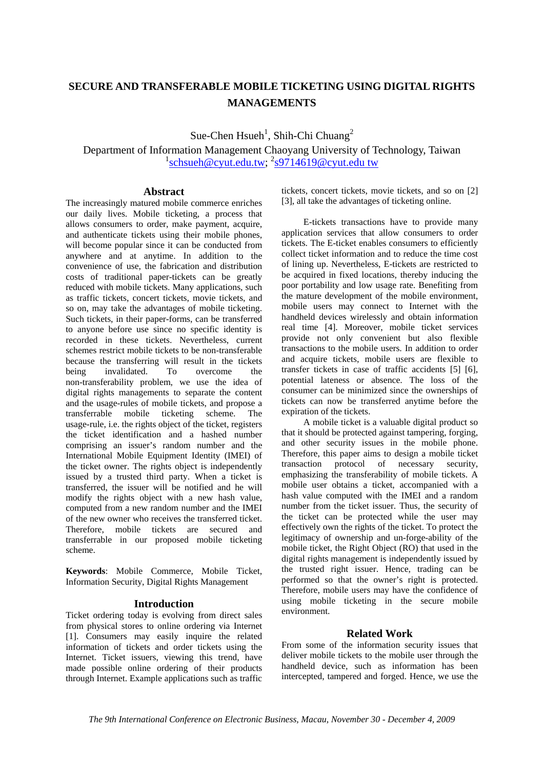# SECURE AND TRANSFERABLE MOBILE TICKETING USING DIGITAL RIGHTS MANAGEMENTS

Sue-Chen Hsueh[1], Shih-Chi Chuang[2]

Department of Information Management Chaoyang University of Technology, Taiwan
[1]schsueh@cyut.edu.tw; [2]s9714619@cyut.edu tw

## Abstract

The increasingly matured mobile commerce enriches our daily lives. Mobile ticketing, a process that allows consumers to order, make payment, acquire, and authenticate tickets using their mobile phones, will become popular since it can be conducted from anywhere and at anytime. In addition to the convenience of use, the fabrication and distribution costs of traditional paper-tickets can be greatly reduced with mobile tickets. Many applications, such as traffic tickets, concert tickets, movie tickets, and so on, may take the advantages of mobile ticketing. Such tickets, in their paper-forms, can be transferred to anyone before use since no specific identity is recorded in these tickets. Nevertheless, current schemes restrict mobile tickets to be non-transferable because the transferring will result in the tickets being invalidated. To overcome the non-transferability problem, we use the idea of digital rights managements to separate the content and the usage-rules of mobile tickets, and propose a transferrable mobile ticketing scheme. The usage-rule, i.e. the rights object of the ticket, registers the ticket identification and a hashed number comprising an issuer's random number and the International Mobile Equipment Identity (IMEI) of the ticket owner. The rights object is independently issued by a trusted third party. When a ticket is transferred, the issuer will be notified and he will modify the rights object with a new hash value, computed from a new random number and the IMEI of the new owner who receives the transferred ticket. Therefore, mobile tickets are secured and transferrable in our proposed mobile ticketing scheme.

**Keywords**: Mobile Commerce, Mobile Ticket, Information Security, Digital Rights Management

## Introduction

Ticket ordering today is evolving from direct sales from physical stores to online ordering via Internet [1]. Consumers may easily inquire the related information of tickets and order tickets using the Internet. Ticket issuers, viewing this trend, have made possible online ordering of their products through Internet. Example applications such as traffic tickets, concert tickets, movie tickets, and so on [2] [3], all take the advantages of ticketing online.

E-tickets transactions have to provide many application services that allow consumers to order tickets. The E-ticket enables consumers to efficiently collect ticket information and to reduce the time cost of lining up. Nevertheless, E-tickets are restricted to be acquired in fixed locations, thereby inducing the poor portability and low usage rate. Benefiting from the mature development of the mobile environment, mobile users may connect to Internet with the handheld devices wirelessly and obtain information real time [4]. Moreover, mobile ticket services provide not only convenient but also flexible transactions to the mobile users. In addition to order and acquire tickets, mobile users are flexible to transfer tickets in case of traffic accidents [5] [6], potential lateness or absence. The loss of the consumer can be minimized since the ownerships of tickets can now be transferred anytime before the expiration of the tickets.

A mobile ticket is a valuable digital product so that it should be protected against tampering, forging, and other security issues in the mobile phone. Therefore, this paper aims to design a mobile ticket transaction protocol of necessary security, emphasizing the transferability of mobile tickets. A mobile user obtains a ticket, accompanied with a hash value computed with the IMEI and a random number from the ticket issuer. Thus, the security of the ticket can be protected while the user may effectively own the rights of the ticket. To protect the legitimacy of ownership and un-forge-ability of the mobile ticket, the Right Object (RO) that used in the digital rights management is independently issued by the trusted right issuer. Hence, trading can be performed so that the owner's right is protected. Therefore, mobile users may have the confidence of using mobile ticketing in the secure mobile environment.

## Related Work

From some of the information security issues that deliver mobile tickets to the mobile user through the handheld device, such as information has been intercepted, tampered and forged. Hence, we use the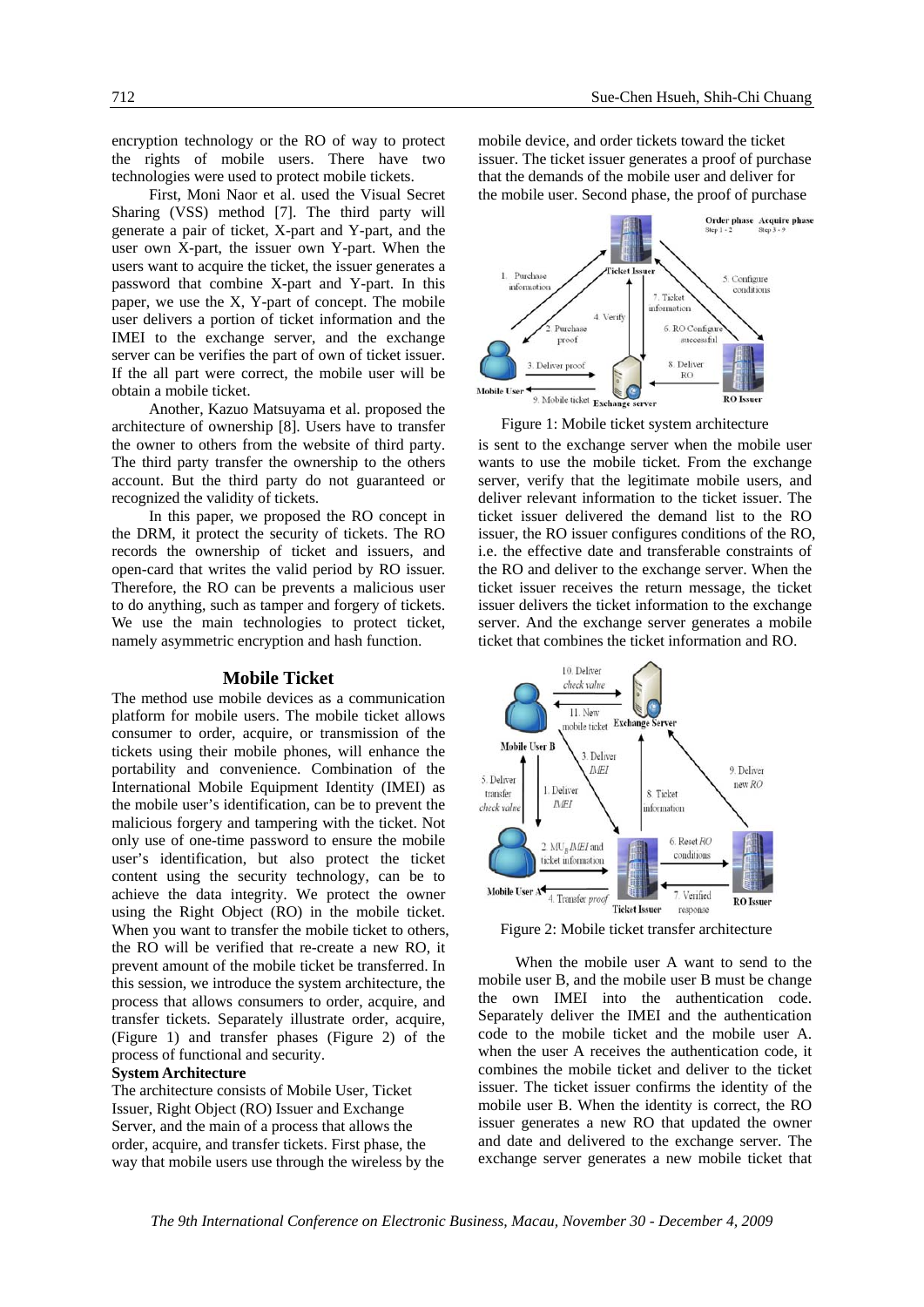encryption technology or the RO of way to protect the rights of mobile users. There have two technologies were used to protect mobile tickets.

First, Moni Naor et al. used the Visual Secret Sharing (VSS) method [7]. The third party will generate a pair of ticket, X-part and Y-part, and the user own X-part, the issuer own Y-part. When the users want to acquire the ticket, the issuer generates a password that combine X-part and Y-part. In this paper, we use the X, Y-part of concept. The mobile user delivers a portion of ticket information and the IMEI to the exchange server, and the exchange server can be verifies the part of own of ticket issuer. If the all part were correct, the mobile user will be obtain a mobile ticket.

Another, Kazuo Matsuyama et al. proposed the architecture of ownership [8]. Users have to transfer the owner to others from the website of third party. The third party transfer the ownership to the others account. But the third party do not guaranteed or recognized the validity of tickets.

In this paper, we proposed the RO concept in the DRM, it protect the security of tickets. The RO records the ownership of ticket and issuers, and open-card that writes the valid period by RO issuer. Therefore, the RO can be prevents a malicious user to do anything, such as tamper and forgery of tickets. We use the main technologies to protect ticket, namely asymmetric encryption and hash function.

## Mobile Ticket

The method use mobile devices as a communication platform for mobile users. The mobile ticket allows consumer to order, acquire, or transmission of the tickets using their mobile phones, will enhance the portability and convenience. Combination of the International Mobile Equipment Identity (IMEI) as the mobile user's identification, can be to prevent the malicious forgery and tampering with the ticket. Not only use of one-time password to ensure the mobile user's identification, but also protect the ticket content using the security technology, can be to achieve the data integrity. We protect the owner using the Right Object (RO) in the mobile ticket. When you want to transfer the mobile ticket to others, the RO will be verified that re-create a new RO, it prevent amount of the mobile ticket be transferred. In this session, we introduce the system architecture, the process that allows consumers to order, acquire, and transfer tickets. Separately illustrate order, acquire, (Figure 1) and transfer phases (Figure 2) of the process of functional and security.

**System Architecture**

The architecture consists of Mobile User, Ticket Issuer, Right Object (RO) Issuer and Exchange Server, and the main of a process that allows the order, acquire, and transfer tickets. First phase, the way that mobile users use through the wireless by the mobile device, and order tickets toward the ticket issuer. The ticket issuer generates a proof of purchase that the demands of the mobile user and deliver for the mobile user. Second phase, the proof of purchase is sent to the exchange server when the mobile user wants to use the mobile ticket. From the exchange server, verify that the legitimate mobile users, and deliver relevant information to the ticket issuer. The ticket issuer delivered the demand list to the RO issuer, the RO issuer configures conditions of the RO, i.e. the effective date and transferable constraints of the RO and deliver to the exchange server. When the ticket issuer receives the return message, the ticket issuer delivers the ticket information to the exchange server. And the exchange server generates a mobile ticket that combines the ticket information and RO.

Figure 1: Mobile ticket system architecture

Figure 2: Mobile ticket transfer architecture

When the mobile user A want to send to the mobile user B, and the mobile user B must be change the own IMEI into the authentication code. Separately deliver the IMEI and the authentication code to the mobile ticket and the mobile user A. when the user A receives the authentication code, it combines the mobile ticket and deliver to the ticket issuer. The ticket issuer confirms the identity of the mobile user B. When the identity is correct, the RO issuer generates a new RO that updated the owner and date and delivered to the exchange server. The exchange server generates a new mobile ticket that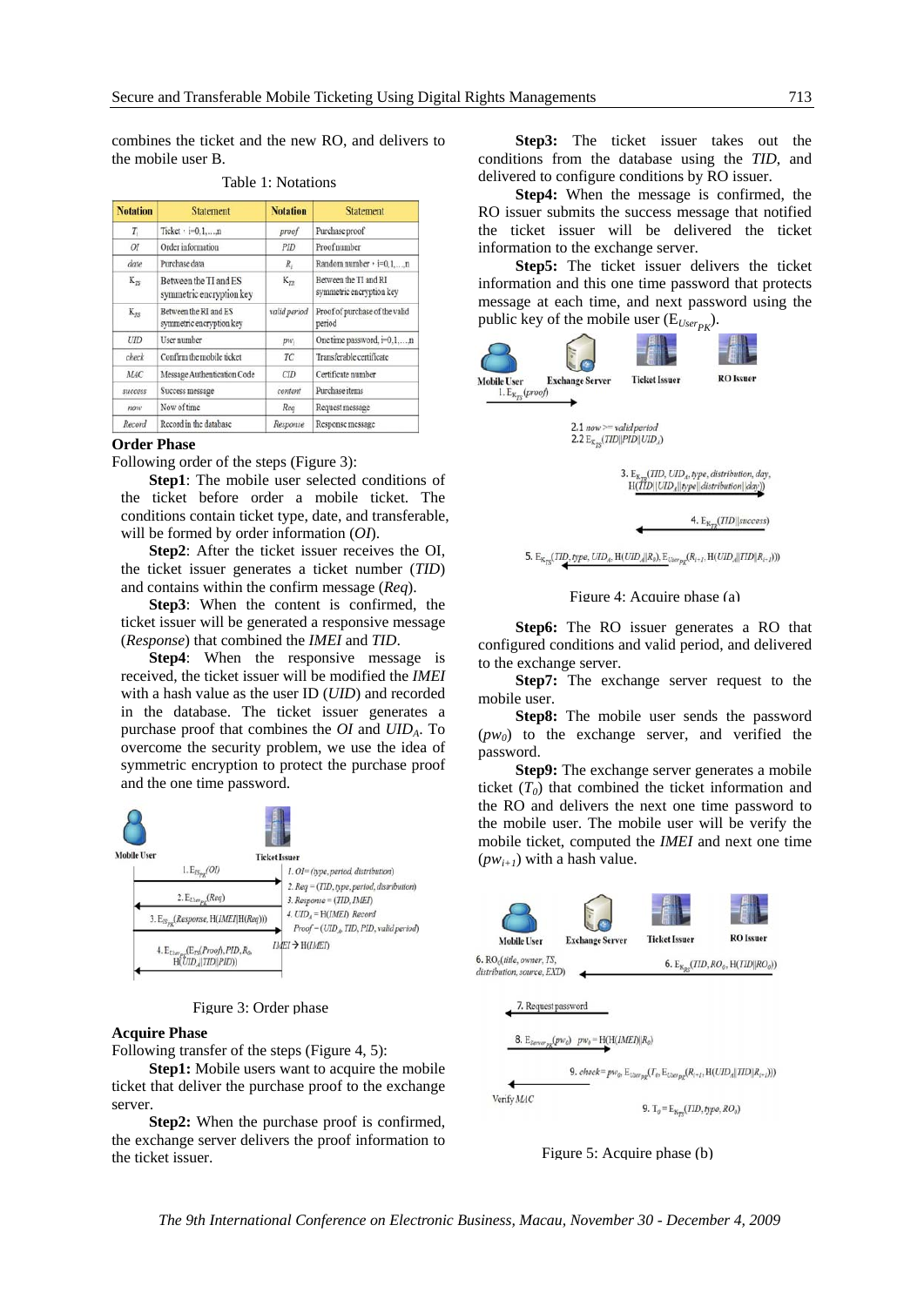combines the ticket and the new RO, and delivers to the mobile user B.

Table 1: Notations

| Notation | Statement | Notation | Statement |
|---|---|---|---|
| $T_i$ | Ticket, i=0,1,…,n | *proof* | Purchase proof |
| *OI* | Order information | *PID* | Proof number |
| *date* | Purchase data | $R_i$ | Random number, i=0,1,…,n |
| $K_{TS}$ | Between the TI and ES symmetric encryption key | $K_{TR}$ | Between the TI and RI symmetric encryption key |
| $K_{RS}$ | Between the RI and ES symmetric encryption key | *valid period* | Proof of purchase of the valid period |
| *UID* | User number | $pw_i$ | One time password, i=0,1,…,n |
| *check* | Confirm the mobile ticket | *TC* | Transferable certificate |
| *MAC* | Message Authentication Code | *CID* | Certificate number |
| *success* | Success message | *content* | Purchase items |
| *now* | Now of time | *Req* | Request message |
| *Record* | Record in the database | *Response* | Response message |

**Order Phase**

Following order of the steps (Figure 3):

**Step1**: The mobile user selected conditions of the ticket before order a mobile ticket. The conditions contain ticket type, date, and transferable, will be formed by order information (*OI*).

**Step2**: After the ticket issuer receives the OI, the ticket issuer generates a ticket number (*TID*) and contains within the confirm message (*Req*).

**Step3**: When the content is confirmed, the ticket issuer will be generated a responsive message (*Response*) that combined the *IMEI* and *TID*.

**Step4**: When the responsive message is received, the ticket issuer will be modified the *IMEI* with a hash value as the user ID (*UID*) and recorded in the database. The ticket issuer generates a purchase proof that combines the *OI* and $UID_A$. To overcome the security problem, we use the idea of symmetric encryption to protect the purchase proof and the one time password.

Mobile User — Ticket Issuer

1. $E_{IS_{PK}}(OI)$ — 1. $OI = (type, period, distribution)$
2. $E_{User_{PK}}(Req)$ — 2. $Req = (TID, type, period, distribution)$
3. $E_{IS_{PK}}(Response, H(IMEI||H(Req)))$ — 3. $Response = (TID, IMEI)$
4. $E_{User_{PK}}(E_{TS}(Proof), PID, R_0, H(UID_A||TID||PID))$ — 4. $UID_A = H(IMEI)$ Record; $Proof = (UID_A, TID, PID, valid\ period)$; $IMEI \rightarrow H(IMEI)$

Figure 3: Order phase

**Acquire Phase**

Following transfer of the steps (Figure 4, 5):

**Step1:** Mobile users want to acquire the mobile ticket that deliver the purchase proof to the exchange server.

**Step2:** When the purchase proof is confirmed, the exchange server delivers the proof information to the ticket issuer.

**Step3:** The ticket issuer takes out the conditions from the database using the *TID*, and delivered to configure conditions by RO issuer.

**Step4:** When the message is confirmed, the RO issuer submits the success message that notified the ticket issuer will be delivered the ticket information to the exchange server.

**Step5:** The ticket issuer delivers the ticket information and this one time password that protects message at each time, and next password using the public key of the mobile user ($E_{User_{PK}}$).

Mobile User — Exchange Server — Ticket Issuer — RO Issuer

1. $E_{K_{TS}}(proof)$
2.1 $now >= valid\ period$
2.2 $E_{K_{TS}}(TID||PID||UID_A)$
3. $E_{K_{TR}}(TID, UID_A, type, distribution, day, H(TID||UID_A||type||distribution||day))$
4. $E_{K_{TR}}(TID||success)$
5. $E_{K_{TS}}(TID, type, UID_A, H(UID_A||R_0), E_{User_{PK}}(R_{i+1}, H(UID_A||TID||R_{i+1})))$

Figure 4: Acquire phase (a)

**Step6:** The RO issuer generates a RO that configured conditions and valid period, and delivered to the exchange server.

**Step7:** The exchange server request to the mobile user.

**Step8:** The mobile user sends the password ($pw_0$) to the exchange server, and verified the password.

**Step9:** The exchange server generates a mobile ticket ($T_0$) that combined the ticket information and the RO and delivers the next one time password to the mobile user. The mobile user will be verify the mobile ticket, computed the *IMEI* and next one time ($pw_{i+1}$) with a hash value.

Mobile User — Exchange Server — Ticket Issuer — RO Issuer

6. $RO_0(title, owner, TS, distribution, source, EXD)$
6. $E_{K_{RS}}(TID, RO_0, H(TID||RO_0))$
7. Request password
8. $E_{Server_{PK}}(pw_0)$ $pw_0 = H(H(IMEI)||R_0)$
9. $check = pw_0, E_{User_{PK}}(T_0, E_{User_{PK}}(R_{i+1}, H(UID_A||TID||R_{i+1})))$
Verify *MAC*
9. $T_0 = E_{K_{TS}}(TID, type, RO_0)$

Figure 5: Acquire phase (b)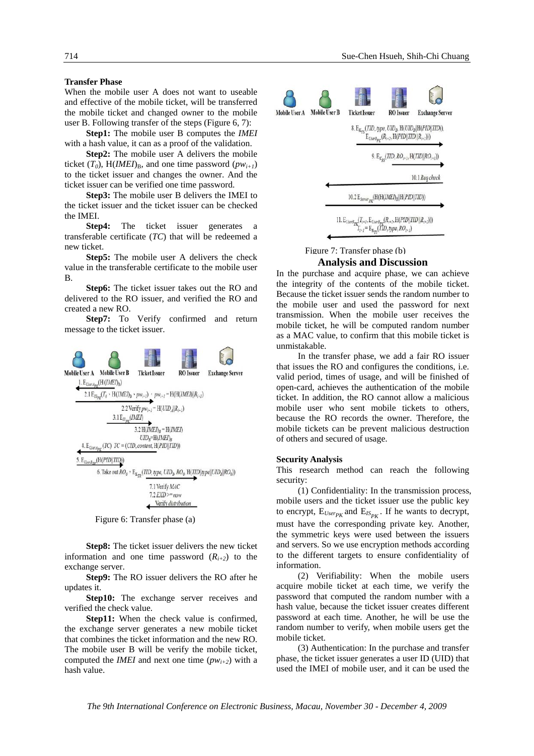**Transfer Phase**

When the mobile user A does not want to useable and effective of the mobile ticket, will be transferred the mobile ticket and changed owner to the mobile user B. Following transfer of the steps (Figure 6, 7):

**Step1:** The mobile user B computes the *IMEI* with a hash value, it can as a proof of the validation.

**Step2:** The mobile user A delivers the mobile ticket ($T_0$), $H(IMEI)_B$, and one time password ($pw_{i+1}$) to the ticket issuer and changes the owner. And the ticket issuer can be verified one time password.

**Step3:** The mobile user B delivers the IMEI to the ticket issuer and the ticket issuer can be checked the IMEI.

**Step4:** The ticket issuer generates a transferable certificate (*TC*) that will be redeemed a new ticket.

**Step5:** The mobile user A delivers the check value in the transferable certificate to the mobile user B.

**Step6:** The ticket issuer takes out the RO and delivered to the RO issuer, and verified the RO and created a new RO.

**Step7:** To Verify confirmed and return message to the ticket issuer.

Figure 6: Transfer phase (a)

**Step8:** The ticket issuer delivers the new ticket information and one time password ($R_{i+2}$) to the exchange server.

**Step9:** The RO issuer delivers the RO after he updates it.

**Step10:** The exchange server receives and verified the check value.

**Step11:** When the check value is confirmed, the exchange server generates a new mobile ticket that combines the ticket information and the new RO. The mobile user B will be verify the mobile ticket, computed the *IMEI* and next one time ($pw_{i+2}$) with a hash value.

Figure 7: Transfer phase (b)

## Analysis and Discussion

In the purchase and acquire phase, we can achieve the integrity of the contents of the mobile ticket. Because the ticket issuer sends the random number to the mobile user and used the password for next transmission. When the mobile user receives the mobile ticket, he will be computed random number as a MAC value, to confirm that this mobile ticket is unmistakable.

In the transfer phase, we add a fair RO issuer that issues the RO and configures the conditions, i.e. valid period, times of usage, and will be finished of open-card, achieves the authentication of the mobile ticket. In addition, the RO cannot allow a malicious mobile user who sent mobile tickets to others, because the RO records the owner. Therefore, the mobile tickets can be prevent malicious destruction of others and secured of usage.

**Security Analysis**

This research method can reach the following security:

(1) Confidentiality: In the transmission process, mobile users and the ticket issuer use the public key to encrypt, $E_{User_{PK}}$ and $E_{IS_{PK}}$. If he wants to decrypt, must have the corresponding private key. Another, the symmetric keys were used between the issuers and servers. So we use encryption methods according to the different targets to ensure confidentiality of information.

(2) Verifiability: When the mobile users acquire mobile ticket at each time, we verify the password that computed the random number with a hash value, because the ticket issuer creates different password at each time. Another, he will be use the random number to verify, when mobile users get the mobile ticket.

(3) Authentication: In the purchase and transfer phase, the ticket issuer generates a user ID (UID) that used the IMEI of mobile user, and it can be used the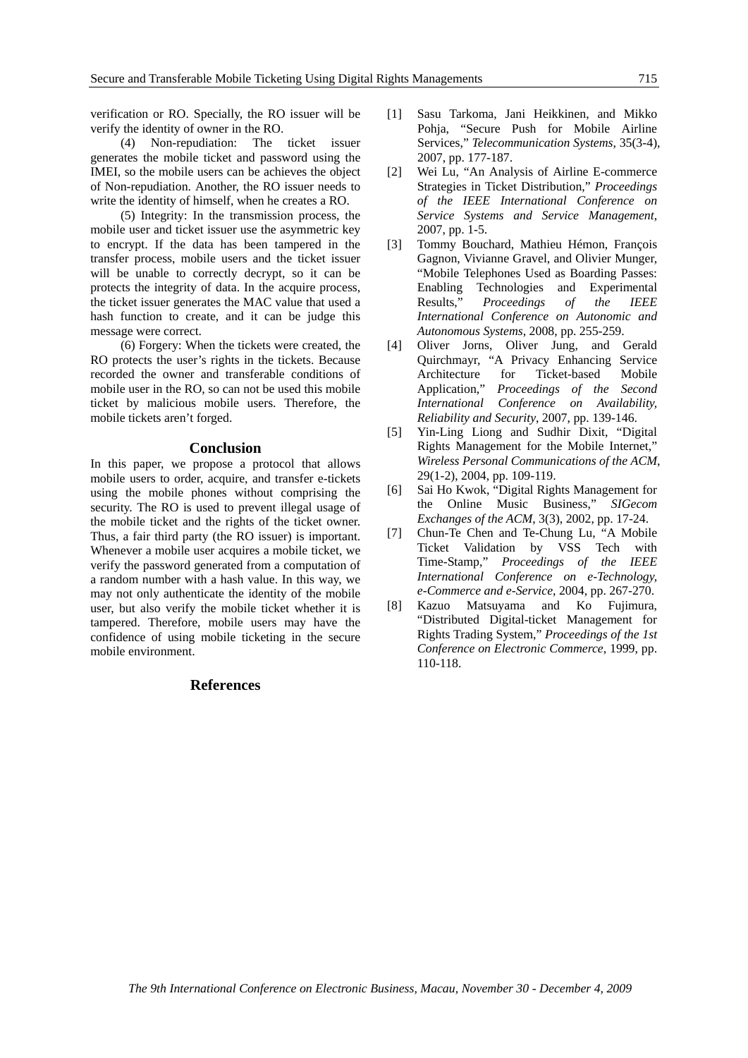verification or RO. Specially, the RO issuer will be verify the identity of owner in the RO.

(4) Non-repudiation: The ticket issuer generates the mobile ticket and password using the IMEI, so the mobile users can be achieves the object of Non-repudiation. Another, the RO issuer needs to write the identity of himself, when he creates a RO.

(5) Integrity: In the transmission process, the mobile user and ticket issuer use the asymmetric key to encrypt. If the data has been tampered in the transfer process, mobile users and the ticket issuer will be unable to correctly decrypt, so it can be protects the integrity of data. In the acquire process, the ticket issuer generates the MAC value that used a hash function to create, and it can be judge this message were correct.

(6) Forgery: When the tickets were created, the RO protects the user's rights in the tickets. Because recorded the owner and transferable conditions of mobile user in the RO, so can not be used this mobile ticket by malicious mobile users. Therefore, the mobile tickets aren't forged.

## Conclusion

In this paper, we propose a protocol that allows mobile users to order, acquire, and transfer e-tickets using the mobile phones without comprising the security. The RO is used to prevent illegal usage of the mobile ticket and the rights of the ticket owner. Thus, a fair third party (the RO issuer) is important. Whenever a mobile user acquires a mobile ticket, we verify the password generated from a computation of a random number with a hash value. In this way, we may not only authenticate the identity of the mobile user, but also verify the mobile ticket whether it is tampered. Therefore, mobile users may have the confidence of using mobile ticketing in the secure mobile environment.

## References

[1] Sasu Tarkoma, Jani Heikkinen, and Mikko Pohja, "Secure Push for Mobile Airline Services," *Telecommunication Systems*, 35(3-4), 2007, pp. 177-187.

[2] Wei Lu, "An Analysis of Airline E-commerce Strategies in Ticket Distribution," *Proceedings of the IEEE International Conference on Service Systems and Service Management*, 2007, pp. 1-5.

[3] Tommy Bouchard, Mathieu Hémon, François Gagnon, Vivianne Gravel, and Olivier Munger, "Mobile Telephones Used as Boarding Passes: Enabling Technologies and Experimental Results," *Proceedings of the IEEE International Conference on Autonomic and Autonomous Systems*, 2008, pp. 255-259.

[4] Oliver Jorns, Oliver Jung, and Gerald Quirchmayr, "A Privacy Enhancing Service Architecture for Ticket-based Mobile Application," *Proceedings of the Second International Conference on Availability, Reliability and Security*, 2007, pp. 139-146.

[5] Yin-Ling Liong and Sudhir Dixit, "Digital Rights Management for the Mobile Internet," *Wireless Personal Communications of the ACM*, 29(1-2), 2004, pp. 109-119.

[6] Sai Ho Kwok, "Digital Rights Management for the Online Music Business," *SIGecom Exchanges of the ACM*, 3(3), 2002, pp. 17-24.

[7] Chun-Te Chen and Te-Chung Lu, "A Mobile Ticket Validation by VSS Tech with Time-Stamp," *Proceedings of the IEEE International Conference on e-Technology, e-Commerce and e-Service*, 2004, pp. 267-270.

[8] Kazuo Matsuyama and Ko Fujimura, "Distributed Digital-ticket Management for Rights Trading System," *Proceedings of the 1st Conference on Electronic Commerce*, 1999, pp. 110-118.